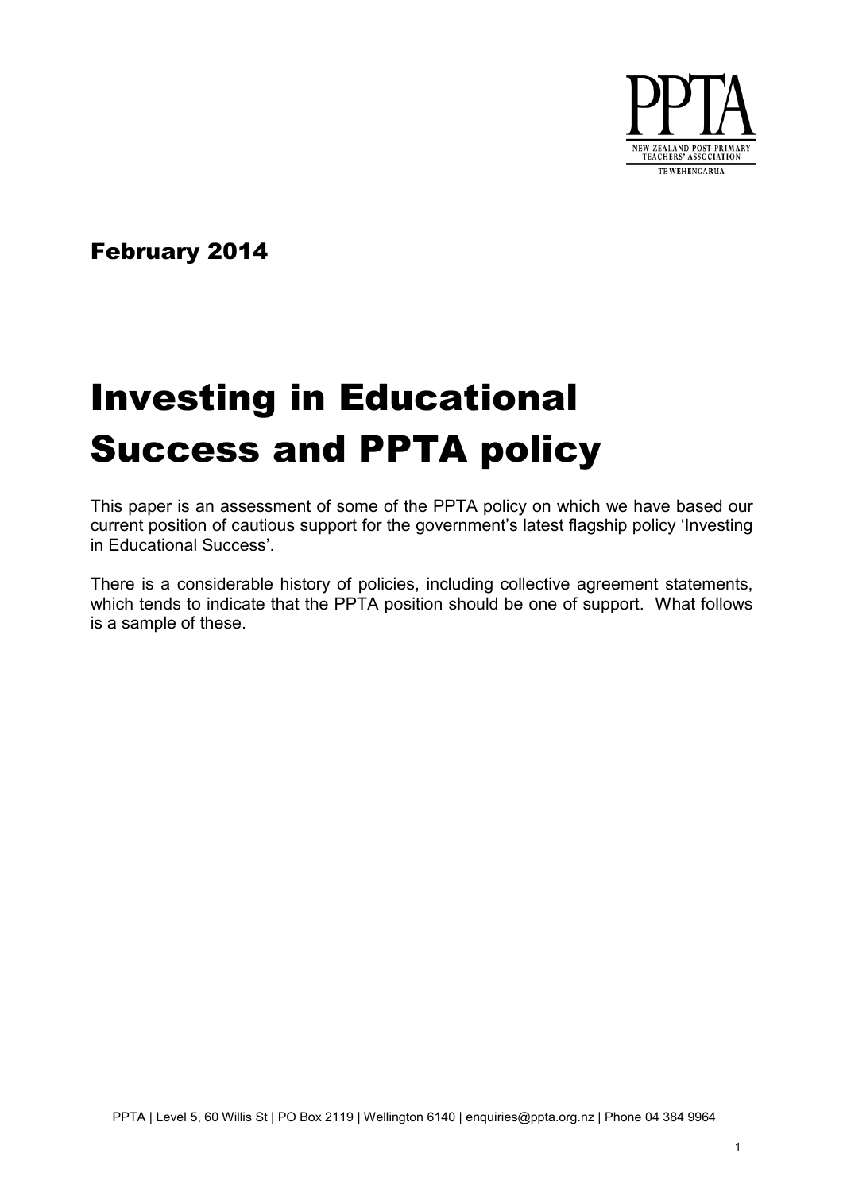PPTA

NEW ZEALAND POST PRIMARY TEACHERS' ASSOCIATION

TE WEHENGARUA

February 2014

# Investing in Educational Success and PPTA policy

This paper is an assessment of some of the PPTA policy on which we have based our current position of cautious support for the government's latest flagship policy 'Investing in Educational Success'.

There is a considerable history of policies, including collective agreement statements, which tends to indicate that the PPTA position should be one of support. What follows is a sample of these.

PPTA | Level 5, 60 Willis St | PO Box 2119 | Wellington 6140 | enquiries@ppta.org.nz | Phone 04 384 9964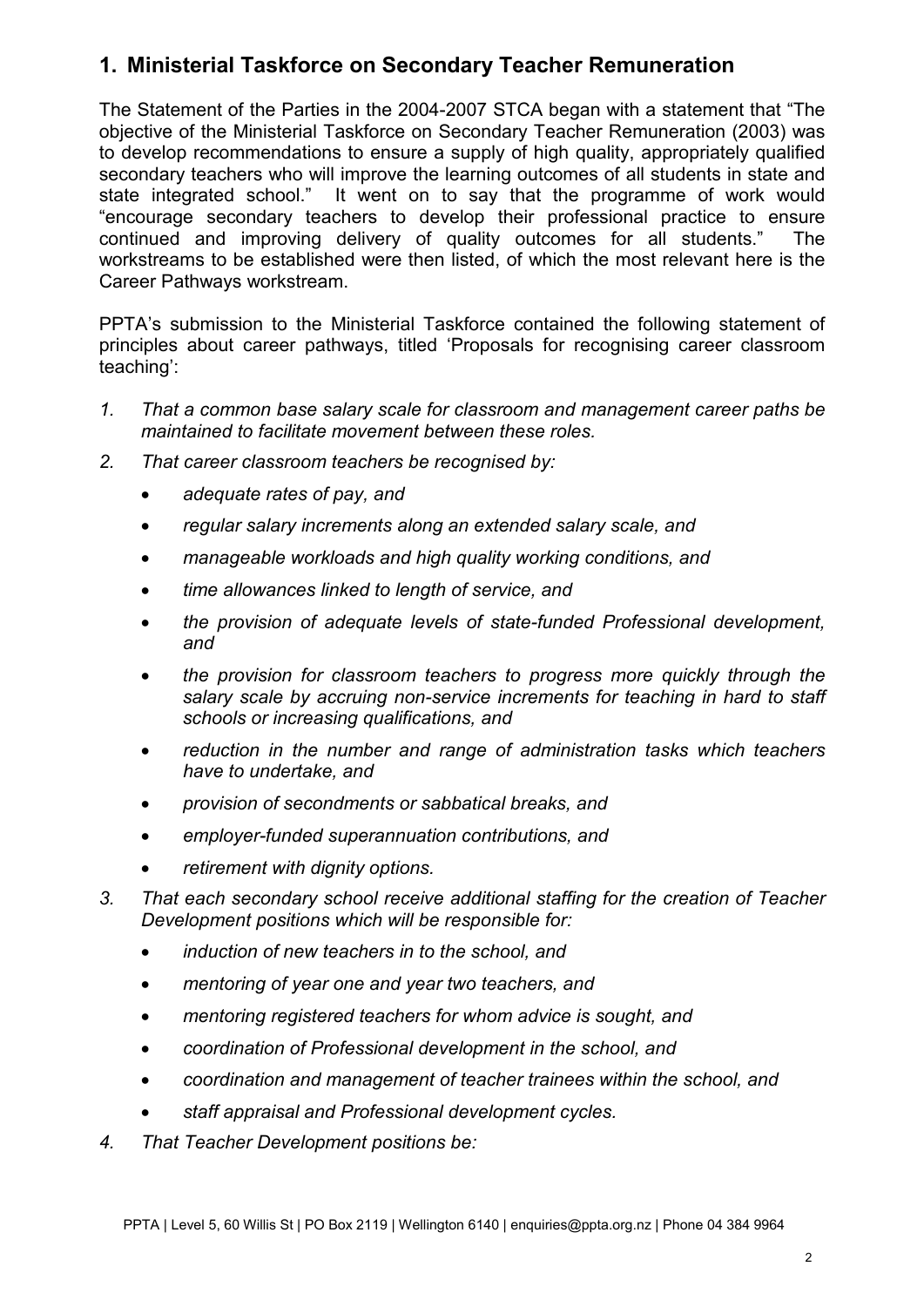## 1. Ministerial Taskforce on Secondary Teacher Remuneration

The Statement of the Parties in the 2004-2007 STCA began with a statement that "The objective of the Ministerial Taskforce on Secondary Teacher Remuneration (2003) was to develop recommendations to ensure a supply of high quality, appropriately qualified secondary teachers who will improve the learning outcomes of all students in state and state integrated school." It went on to say that the programme of work would "encourage secondary teachers to develop their professional practice to ensure continued and improving delivery of quality outcomes for all students." The workstreams to be established were then listed, of which the most relevant here is the Career Pathways workstream.

PPTA's submission to the Ministerial Taskforce contained the following statement of principles about career pathways, titled 'Proposals for recognising career classroom teaching':

1. *That a common base salary scale for classroom and management career paths be maintained to facilitate movement between these roles.*
2. *That career classroom teachers be recognised by:*
   - *adequate rates of pay, and*
   - *regular salary increments along an extended salary scale, and*
   - *manageable workloads and high quality working conditions, and*
   - *time allowances linked to length of service, and*
   - *the provision of adequate levels of state-funded Professional development, and*
   - *the provision for classroom teachers to progress more quickly through the salary scale by accruing non-service increments for teaching in hard to staff schools or increasing qualifications, and*
   - *reduction in the number and range of administration tasks which teachers have to undertake, and*
   - *provision of secondments or sabbatical breaks, and*
   - *employer-funded superannuation contributions, and*
   - *retirement with dignity options.*
3. *That each secondary school receive additional staffing for the creation of Teacher Development positions which will be responsible for:*
   - *induction of new teachers in to the school, and*
   - *mentoring of year one and year two teachers, and*
   - *mentoring registered teachers for whom advice is sought, and*
   - *coordination of Professional development in the school, and*
   - *coordination and management of teacher trainees within the school, and*
   - *staff appraisal and Professional development cycles.*
4. *That Teacher Development positions be:*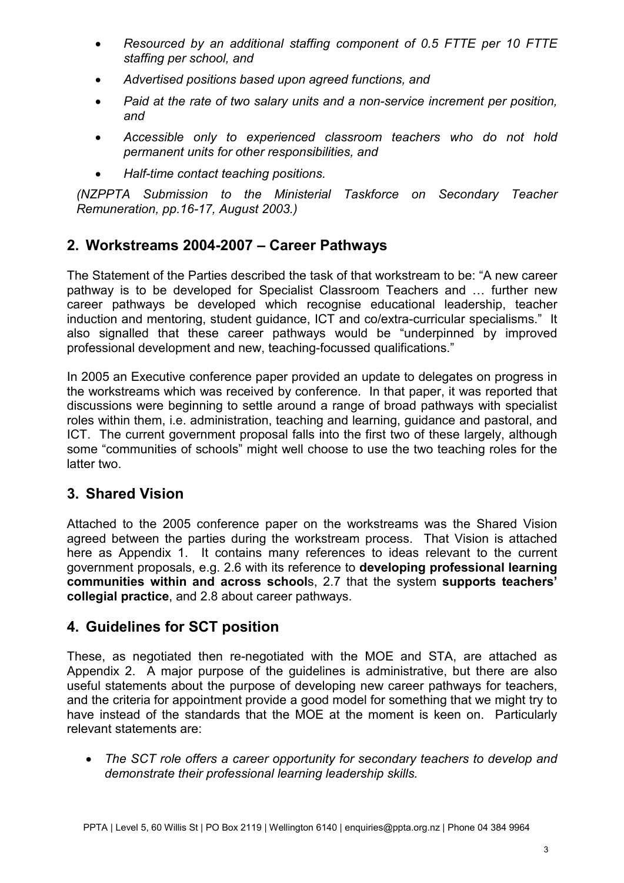- *Resourced by an additional staffing component of 0.5 FTTE per 10 FTTE staffing per school, and*
- *Advertised positions based upon agreed functions, and*
- *Paid at the rate of two salary units and a non-service increment per position, and*
- *Accessible only to experienced classroom teachers who do not hold permanent units for other responsibilities, and*
- *Half-time contact teaching positions.*

*(NZPPTA Submission to the Ministerial Taskforce on Secondary Teacher Remuneration, pp.16-17, August 2003.)*

## 2. Workstreams 2004-2007 – Career Pathways

The Statement of the Parties described the task of that workstream to be: "A new career pathway is to be developed for Specialist Classroom Teachers and … further new career pathways be developed which recognise educational leadership, teacher induction and mentoring, student guidance, ICT and co/extra-curricular specialisms." It also signalled that these career pathways would be "underpinned by improved professional development and new, teaching-focussed qualifications."

In 2005 an Executive conference paper provided an update to delegates on progress in the workstreams which was received by conference. In that paper, it was reported that discussions were beginning to settle around a range of broad pathways with specialist roles within them, i.e. administration, teaching and learning, guidance and pastoral, and ICT. The current government proposal falls into the first two of these largely, although some "communities of schools" might well choose to use the two teaching roles for the latter two.

## 3. Shared Vision

Attached to the 2005 conference paper on the workstreams was the Shared Vision agreed between the parties during the workstream process. That Vision is attached here as Appendix 1. It contains many references to ideas relevant to the current government proposals, e.g. 2.6 with its reference to **developing professional learning communities within and across schools**, 2.7 that the system **supports teachers' collegial practice**, and 2.8 about career pathways.

## 4. Guidelines for SCT position

These, as negotiated then re-negotiated with the MOE and STA, are attached as Appendix 2. A major purpose of the guidelines is administrative, but there are also useful statements about the purpose of developing new career pathways for teachers, and the criteria for appointment provide a good model for something that we might try to have instead of the standards that the MOE at the moment is keen on. Particularly relevant statements are:

- *The SCT role offers a career opportunity for secondary teachers to develop and demonstrate their professional learning leadership skills.*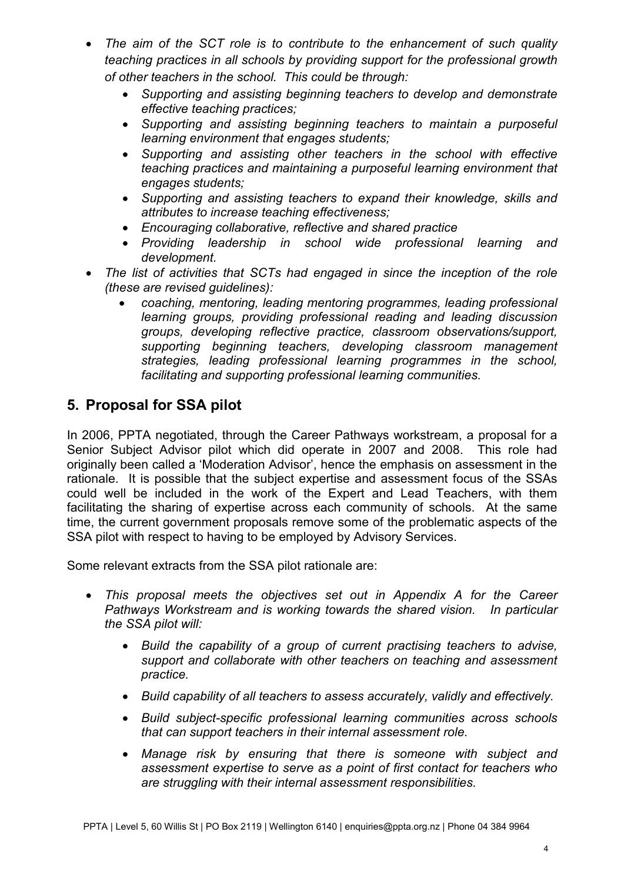- *The aim of the SCT role is to contribute to the enhancement of such quality teaching practices in all schools by providing support for the professional growth of other teachers in the school. This could be through:*
    - *Supporting and assisting beginning teachers to develop and demonstrate effective teaching practices;*
    - *Supporting and assisting beginning teachers to maintain a purposeful learning environment that engages students;*
    - *Supporting and assisting other teachers in the school with effective teaching practices and maintaining a purposeful learning environment that engages students;*
    - *Supporting and assisting teachers to expand their knowledge, skills and attributes to increase teaching effectiveness;*
    - *Encouraging collaborative, reflective and shared practice*
    - *Providing leadership in school wide professional learning and development.*
- *The list of activities that SCTs had engaged in since the inception of the role (these are revised guidelines):*
    - *coaching, mentoring, leading mentoring programmes, leading professional learning groups, providing professional reading and leading discussion groups, developing reflective practice, classroom observations/support, supporting beginning teachers, developing classroom management strategies, leading professional learning programmes in the school, facilitating and supporting professional learning communities.*

## 5. Proposal for SSA pilot

In 2006, PPTA negotiated, through the Career Pathways workstream, a proposal for a Senior Subject Advisor pilot which did operate in 2007 and 2008. This role had originally been called a 'Moderation Advisor', hence the emphasis on assessment in the rationale. It is possible that the subject expertise and assessment focus of the SSAs could well be included in the work of the Expert and Lead Teachers, with them facilitating the sharing of expertise across each community of schools. At the same time, the current government proposals remove some of the problematic aspects of the SSA pilot with respect to having to be employed by Advisory Services.

Some relevant extracts from the SSA pilot rationale are:

- *This proposal meets the objectives set out in Appendix A for the Career Pathways Workstream and is working towards the shared vision. In particular the SSA pilot will:*
    - *Build the capability of a group of current practising teachers to advise, support and collaborate with other teachers on teaching and assessment practice.*
    - *Build capability of all teachers to assess accurately, validly and effectively.*
    - *Build subject-specific professional learning communities across schools that can support teachers in their internal assessment role.*
    - *Manage risk by ensuring that there is someone with subject and assessment expertise to serve as a point of first contact for teachers who are struggling with their internal assessment responsibilities.*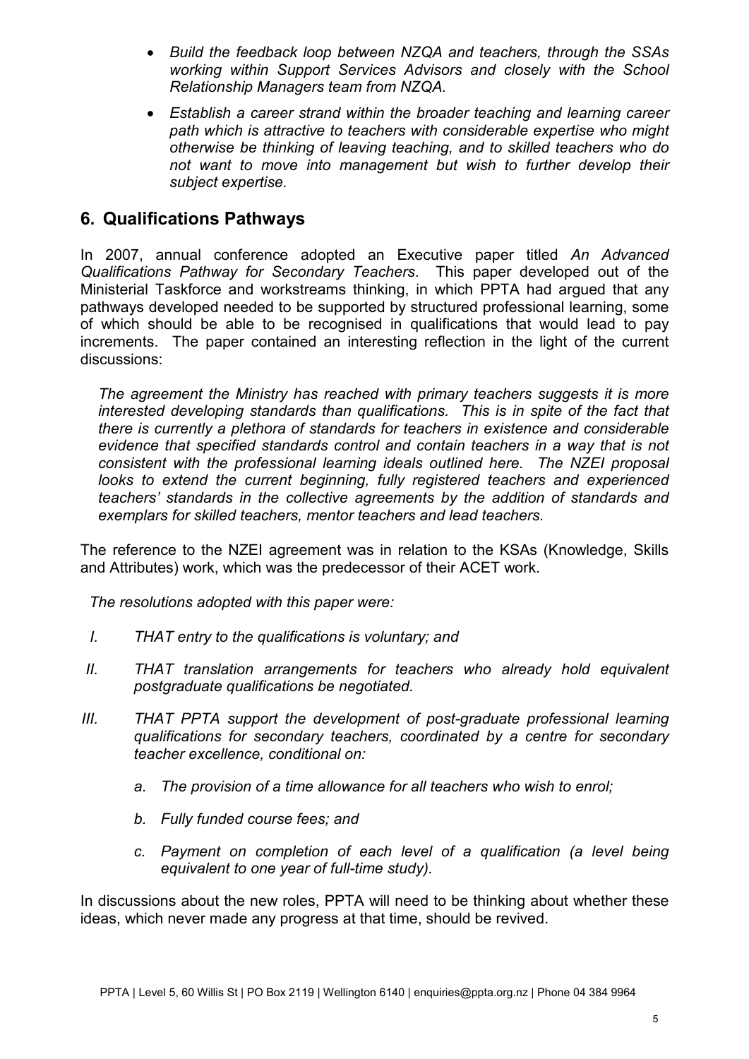- *Build the feedback loop between NZQA and teachers, through the SSAs working within Support Services Advisors and closely with the School Relationship Managers team from NZQA.*
- *Establish a career strand within the broader teaching and learning career path which is attractive to teachers with considerable expertise who might otherwise be thinking of leaving teaching, and to skilled teachers who do not want to move into management but wish to further develop their subject expertise.*

## 6. Qualifications Pathways

In 2007, annual conference adopted an Executive paper titled *An Advanced Qualifications Pathway for Secondary Teachers*. This paper developed out of the Ministerial Taskforce and workstreams thinking, in which PPTA had argued that any pathways developed needed to be supported by structured professional learning, some of which should be able to be recognised in qualifications that would lead to pay increments. The paper contained an interesting reflection in the light of the current discussions:

> *The agreement the Ministry has reached with primary teachers suggests it is more interested developing standards than qualifications. This is in spite of the fact that there is currently a plethora of standards for teachers in existence and considerable evidence that specified standards control and contain teachers in a way that is not consistent with the professional learning ideals outlined here. The NZEI proposal looks to extend the current beginning, fully registered teachers and experienced teachers' standards in the collective agreements by the addition of standards and exemplars for skilled teachers, mentor teachers and lead teachers.*

The reference to the NZEI agreement was in relation to the KSAs (Knowledge, Skills and Attributes) work, which was the predecessor of their ACET work.

*The resolutions adopted with this paper were:*

I. *THAT entry to the qualifications is voluntary; and*

II. *THAT translation arrangements for teachers who already hold equivalent postgraduate qualifications be negotiated.*

III. *THAT PPTA support the development of post-graduate professional learning qualifications for secondary teachers, coordinated by a centre for secondary teacher excellence, conditional on:*

   a. *The provision of a time allowance for all teachers who wish to enrol;*

   b. *Fully funded course fees; and*

   c. *Payment on completion of each level of a qualification (a level being equivalent to one year of full-time study).*

In discussions about the new roles, PPTA will need to be thinking about whether these ideas, which never made any progress at that time, should be revived.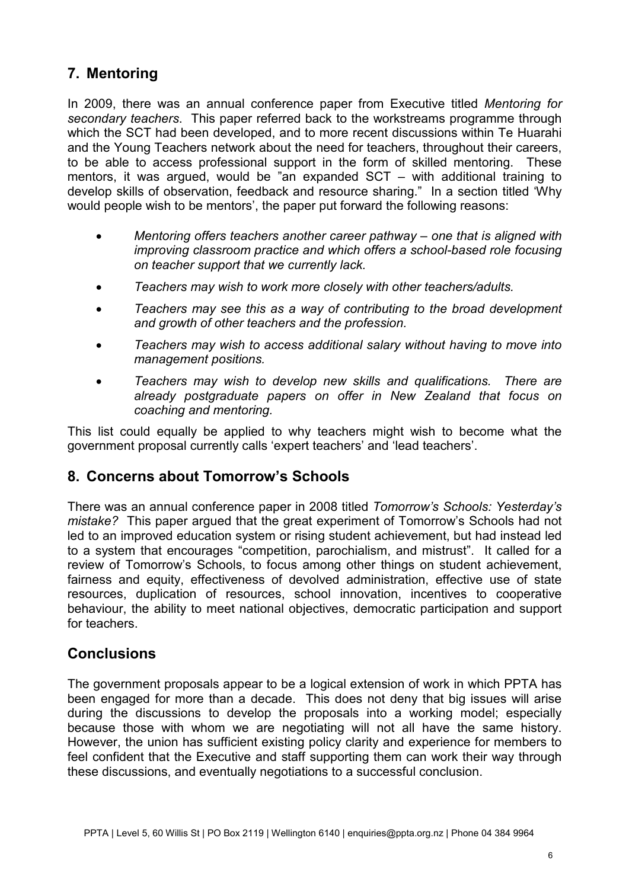## 7. Mentoring

In 2009, there was an annual conference paper from Executive titled *Mentoring for secondary teachers*. This paper referred back to the workstreams programme through which the SCT had been developed, and to more recent discussions within Te Huarahi and the Young Teachers network about the need for teachers, throughout their careers, to be able to access professional support in the form of skilled mentoring. These mentors, it was argued, would be "an expanded SCT – with additional training to develop skills of observation, feedback and resource sharing." In a section titled 'Why would people wish to be mentors', the paper put forward the following reasons:

- *Mentoring offers teachers another career pathway – one that is aligned with improving classroom practice and which offers a school-based role focusing on teacher support that we currently lack.*
- *Teachers may wish to work more closely with other teachers/adults.*
- *Teachers may see this as a way of contributing to the broad development and growth of other teachers and the profession.*
- *Teachers may wish to access additional salary without having to move into management positions.*
- *Teachers may wish to develop new skills and qualifications. There are already postgraduate papers on offer in New Zealand that focus on coaching and mentoring.*

This list could equally be applied to why teachers might wish to become what the government proposal currently calls 'expert teachers' and 'lead teachers'.

## 8. Concerns about Tomorrow's Schools

There was an annual conference paper in 2008 titled *Tomorrow's Schools: Yesterday's mistake?* This paper argued that the great experiment of Tomorrow's Schools had not led to an improved education system or rising student achievement, but had instead led to a system that encourages "competition, parochialism, and mistrust". It called for a review of Tomorrow's Schools, to focus among other things on student achievement, fairness and equity, effectiveness of devolved administration, effective use of state resources, duplication of resources, school innovation, incentives to cooperative behaviour, the ability to meet national objectives, democratic participation and support for teachers.

## Conclusions

The government proposals appear to be a logical extension of work in which PPTA has been engaged for more than a decade. This does not deny that big issues will arise during the discussions to develop the proposals into a working model; especially because those with whom we are negotiating will not all have the same history. However, the union has sufficient existing policy clarity and experience for members to feel confident that the Executive and staff supporting them can work their way through these discussions, and eventually negotiations to a successful conclusion.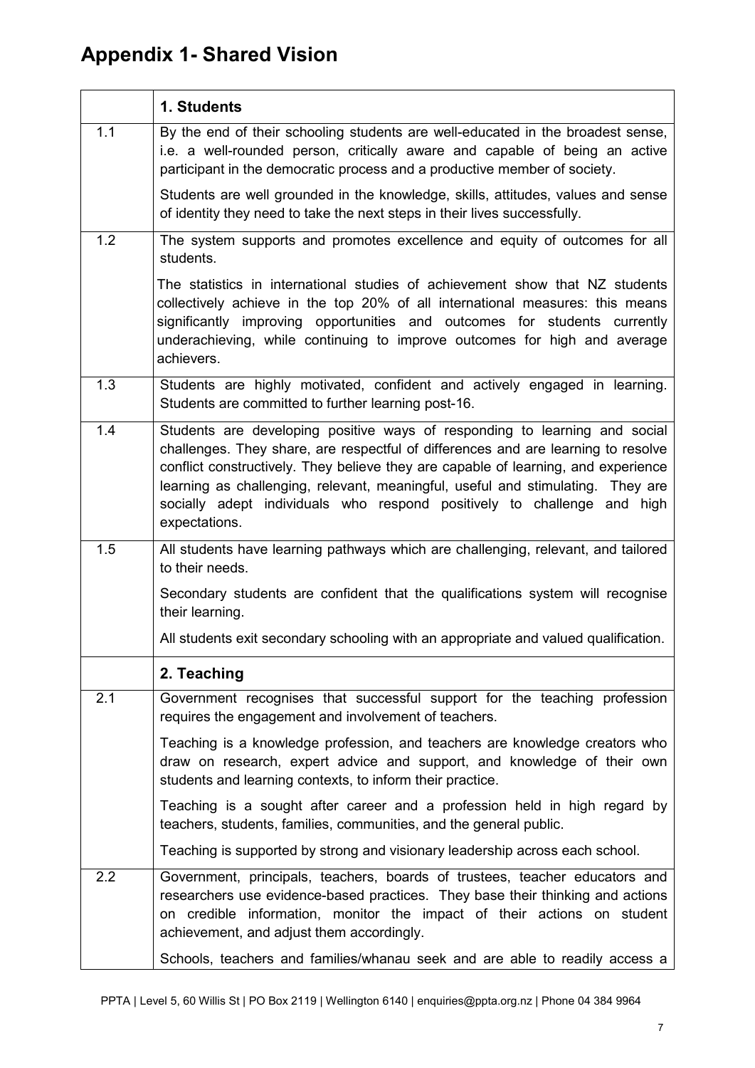# Appendix 1- Shared Vision

| | 1. Students |
|---|---|
| 1.1 | By the end of their schooling students are well-educated in the broadest sense, i.e. a well-rounded person, critically aware and capable of being an active participant in the democratic process and a productive member of society.<br><br>Students are well grounded in the knowledge, skills, attitudes, values and sense of identity they need to take the next steps in their lives successfully. |
| 1.2 | The system supports and promotes excellence and equity of outcomes for all students.<br><br>The statistics in international studies of achievement show that NZ students collectively achieve in the top 20% of all international measures: this means significantly improving opportunities and outcomes for students currently underachieving, while continuing to improve outcomes for high and average achievers. |
| 1.3 | Students are highly motivated, confident and actively engaged in learning. Students are committed to further learning post-16. |
| 1.4 | Students are developing positive ways of responding to learning and social challenges. They share, are respectful of differences and are learning to resolve conflict constructively. They believe they are capable of learning, and experience learning as challenging, relevant, meaningful, useful and stimulating. They are socially adept individuals who respond positively to challenge and high expectations. |
| 1.5 | All students have learning pathways which are challenging, relevant, and tailored to their needs.<br><br>Secondary students are confident that the qualifications system will recognise their learning.<br><br>All students exit secondary schooling with an appropriate and valued qualification. |
| | **2. Teaching** |
| 2.1 | Government recognises that successful support for the teaching profession requires the engagement and involvement of teachers.<br><br>Teaching is a knowledge profession, and teachers are knowledge creators who draw on research, expert advice and support, and knowledge of their own students and learning contexts, to inform their practice.<br><br>Teaching is a sought after career and a profession held in high regard by teachers, students, families, communities, and the general public.<br><br>Teaching is supported by strong and visionary leadership across each school. |
| 2.2 | Government, principals, teachers, boards of trustees, teacher educators and researchers use evidence-based practices. They base their thinking and actions on credible information, monitor the impact of their actions on student achievement, and adjust them accordingly.<br><br>Schools, teachers and families/whanau seek and are able to readily access a |

PPTA \| Level 5, 60 Willis St \| PO Box 2119 \| Wellington 6140 \| enquiries@ppta.org.nz \| Phone 04 384 9964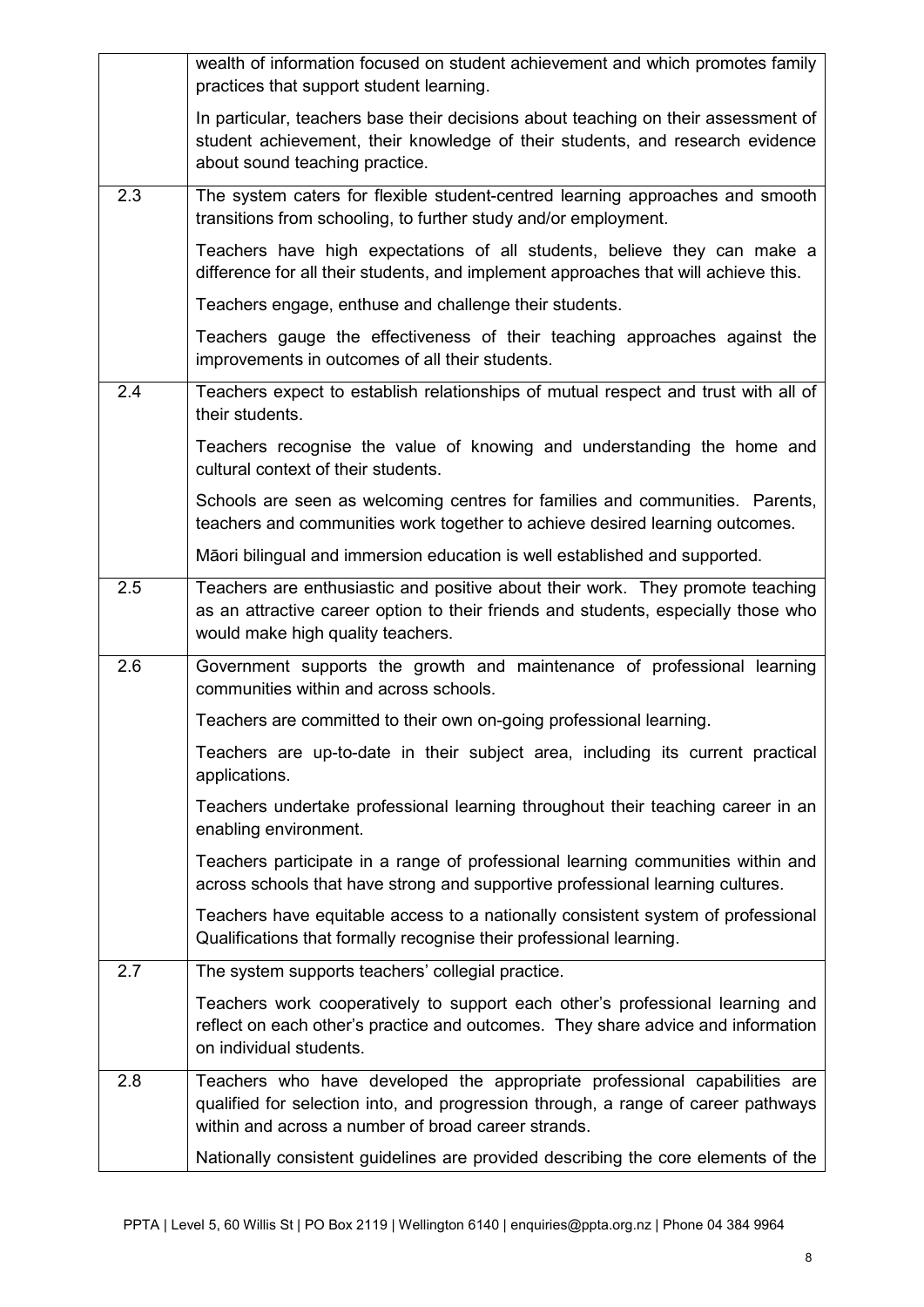| | |
|---|---|
| | wealth of information focused on student achievement and which promotes family practices that support student learning.<br><br>In particular, teachers base their decisions about teaching on their assessment of student achievement, their knowledge of their students, and research evidence about sound teaching practice. |
| 2.3 | The system caters for flexible student-centred learning approaches and smooth transitions from schooling, to further study and/or employment.<br><br>Teachers have high expectations of all students, believe they can make a difference for all their students, and implement approaches that will achieve this.<br><br>Teachers engage, enthuse and challenge their students.<br><br>Teachers gauge the effectiveness of their teaching approaches against the improvements in outcomes of all their students. |
| 2.4 | Teachers expect to establish relationships of mutual respect and trust with all of their students.<br><br>Teachers recognise the value of knowing and understanding the home and cultural context of their students.<br><br>Schools are seen as welcoming centres for families and communities. Parents, teachers and communities work together to achieve desired learning outcomes.<br><br>Māori bilingual and immersion education is well established and supported. |
| 2.5 | Teachers are enthusiastic and positive about their work. They promote teaching as an attractive career option to their friends and students, especially those who would make high quality teachers. |
| 2.6 | Government supports the growth and maintenance of professional learning communities within and across schools.<br><br>Teachers are committed to their own on-going professional learning.<br><br>Teachers are up-to-date in their subject area, including its current practical applications.<br><br>Teachers undertake professional learning throughout their teaching career in an enabling environment.<br><br>Teachers participate in a range of professional learning communities within and across schools that have strong and supportive professional learning cultures.<br><br>Teachers have equitable access to a nationally consistent system of professional Qualifications that formally recognise their professional learning. |
| 2.7 | The system supports teachers' collegial practice.<br><br>Teachers work cooperatively to support each other's professional learning and reflect on each other's practice and outcomes. They share advice and information on individual students. |
| 2.8 | Teachers who have developed the appropriate professional capabilities are qualified for selection into, and progression through, a range of career pathways within and across a number of broad career strands.<br><br>Nationally consistent guidelines are provided describing the core elements of the |

PPTA | Level 5, 60 Willis St | PO Box 2119 | Wellington 6140 | enquiries@ppta.org.nz | Phone 04 384 9964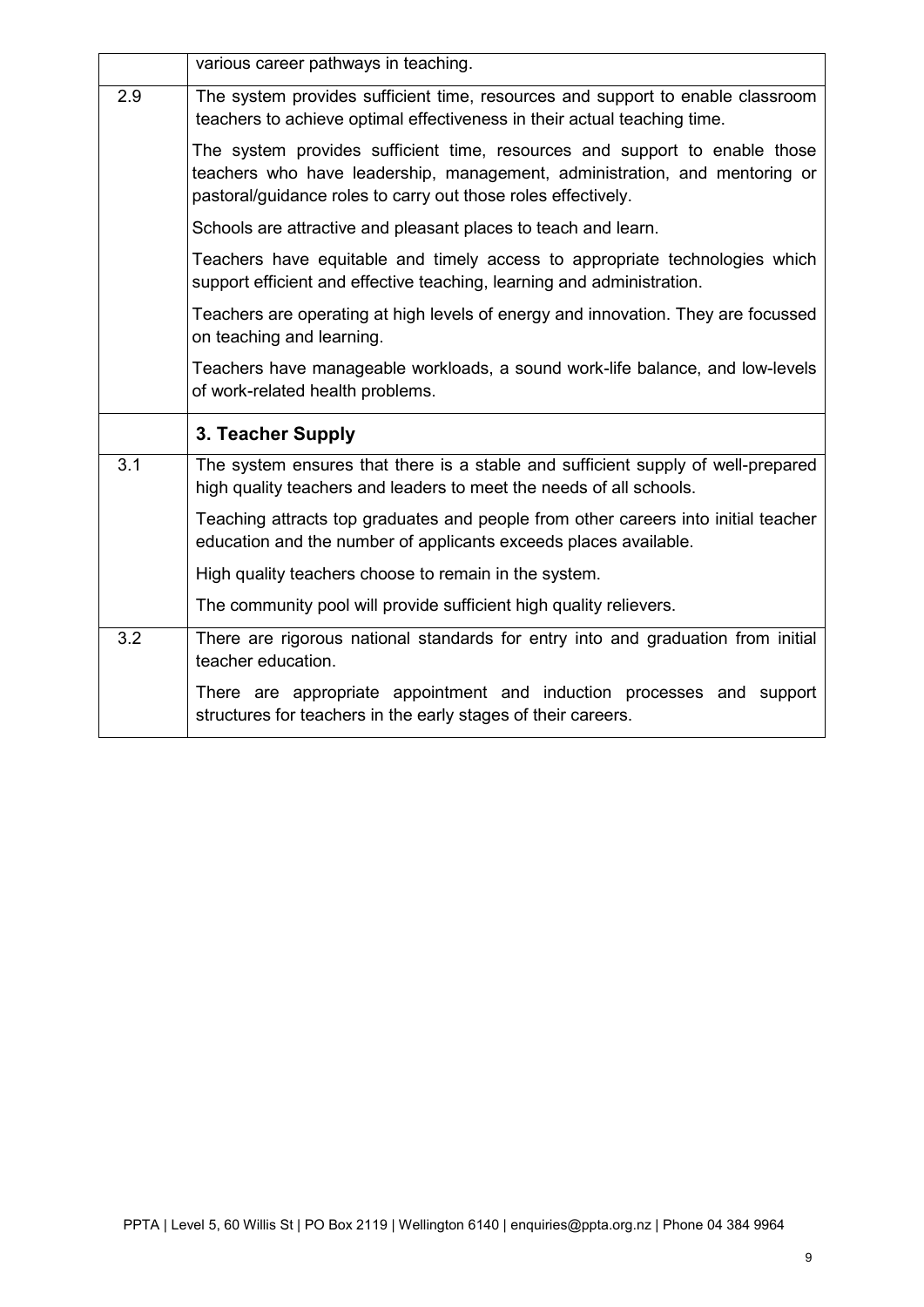| | |
|---|---|
| | various career pathways in teaching. |
| 2.9 | The system provides sufficient time, resources and support to enable classroom teachers to achieve optimal effectiveness in their actual teaching time.<br><br>The system provides sufficient time, resources and support to enable those teachers who have leadership, management, administration, and mentoring or pastoral/guidance roles to carry out those roles effectively.<br><br>Schools are attractive and pleasant places to teach and learn.<br><br>Teachers have equitable and timely access to appropriate technologies which support efficient and effective teaching, learning and administration.<br><br>Teachers are operating at high levels of energy and innovation. They are focussed on teaching and learning.<br><br>Teachers have manageable workloads, a sound work-life balance, and low-levels of work-related health problems. |
| | **3. Teacher Supply** |
| 3.1 | The system ensures that there is a stable and sufficient supply of well-prepared high quality teachers and leaders to meet the needs of all schools.<br><br>Teaching attracts top graduates and people from other careers into initial teacher education and the number of applicants exceeds places available.<br><br>High quality teachers choose to remain in the system.<br><br>The community pool will provide sufficient high quality relievers. |
| 3.2 | There are rigorous national standards for entry into and graduation from initial teacher education.<br><br>There are appropriate appointment and induction processes and support structures for teachers in the early stages of their careers. |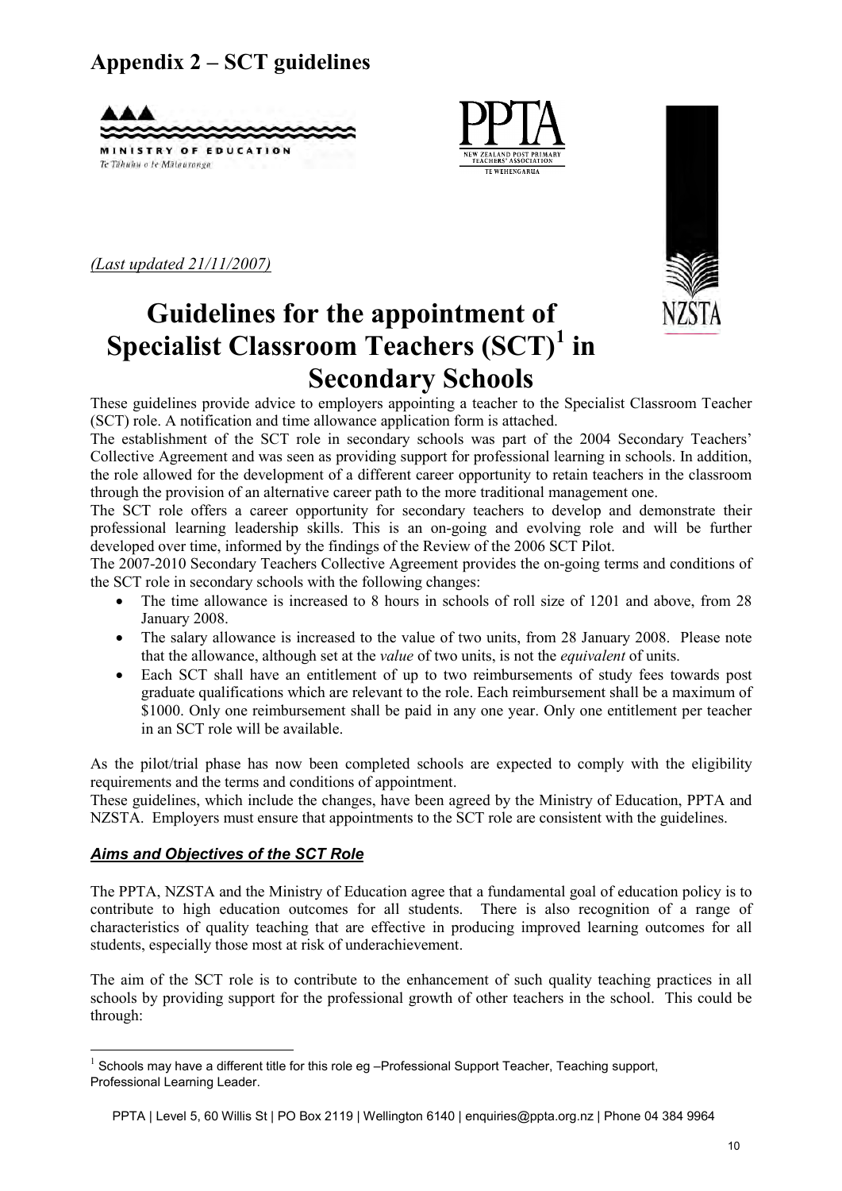# Appendix 2 – SCT guidelines

MINISTRY OF EDUCATION
Te Tāhuhu o te Mātauranga

PPTA
NEW ZEALAND POST PRIMARY TEACHERS' ASSOCIATION
TE WEHENGARUA

NZSTA

*(Last updated 21/11/2007)*

## Guidelines for the appointment of Specialist Classroom Teachers (SCT)[1] in Secondary Schools

These guidelines provide advice to employers appointing a teacher to the Specialist Classroom Teacher (SCT) role. A notification and time allowance application form is attached.

The establishment of the SCT role in secondary schools was part of the 2004 Secondary Teachers' Collective Agreement and was seen as providing support for professional learning in schools. In addition, the role allowed for the development of a different career opportunity to retain teachers in the classroom through the provision of an alternative career path to the more traditional management one.

The SCT role offers a career opportunity for secondary teachers to develop and demonstrate their professional learning leadership skills. This is an on-going and evolving role and will be further developed over time, informed by the findings of the Review of the 2006 SCT Pilot.

The 2007-2010 Secondary Teachers Collective Agreement provides the on-going terms and conditions of the SCT role in secondary schools with the following changes:

- The time allowance is increased to 8 hours in schools of roll size of 1201 and above, from 28 January 2008.
- The salary allowance is increased to the value of two units, from 28 January 2008. Please note that the allowance, although set at the *value* of two units, is not the *equivalent* of units.
- Each SCT shall have an entitlement of up to two reimbursements of study fees towards post graduate qualifications which are relevant to the role. Each reimbursement shall be a maximum of $1000. Only one reimbursement shall be paid in any one year. Only one entitlement per teacher in an SCT role will be available.

As the pilot/trial phase has now been completed schools are expected to comply with the eligibility requirements and the terms and conditions of appointment.

These guidelines, which include the changes, have been agreed by the Ministry of Education, PPTA and NZSTA. Employers must ensure that appointments to the SCT role are consistent with the guidelines.

### *Aims and Objectives of the SCT Role*

The PPTA, NZSTA and the Ministry of Education agree that a fundamental goal of education policy is to contribute to high education outcomes for all students. There is also recognition of a range of characteristics of quality teaching that are effective in producing improved learning outcomes for all students, especially those most at risk of underachievement.

The aim of the SCT role is to contribute to the enhancement of such quality teaching practices in all schools by providing support for the professional growth of other teachers in the school. This could be through:

[1] Schools may have a different title for this role eg –Professional Support Teacher, Teaching support, Professional Learning Leader.

PPTA | Level 5, 60 Willis St | PO Box 2119 | Wellington 6140 | enquiries@ppta.org.nz | Phone 04 384 9964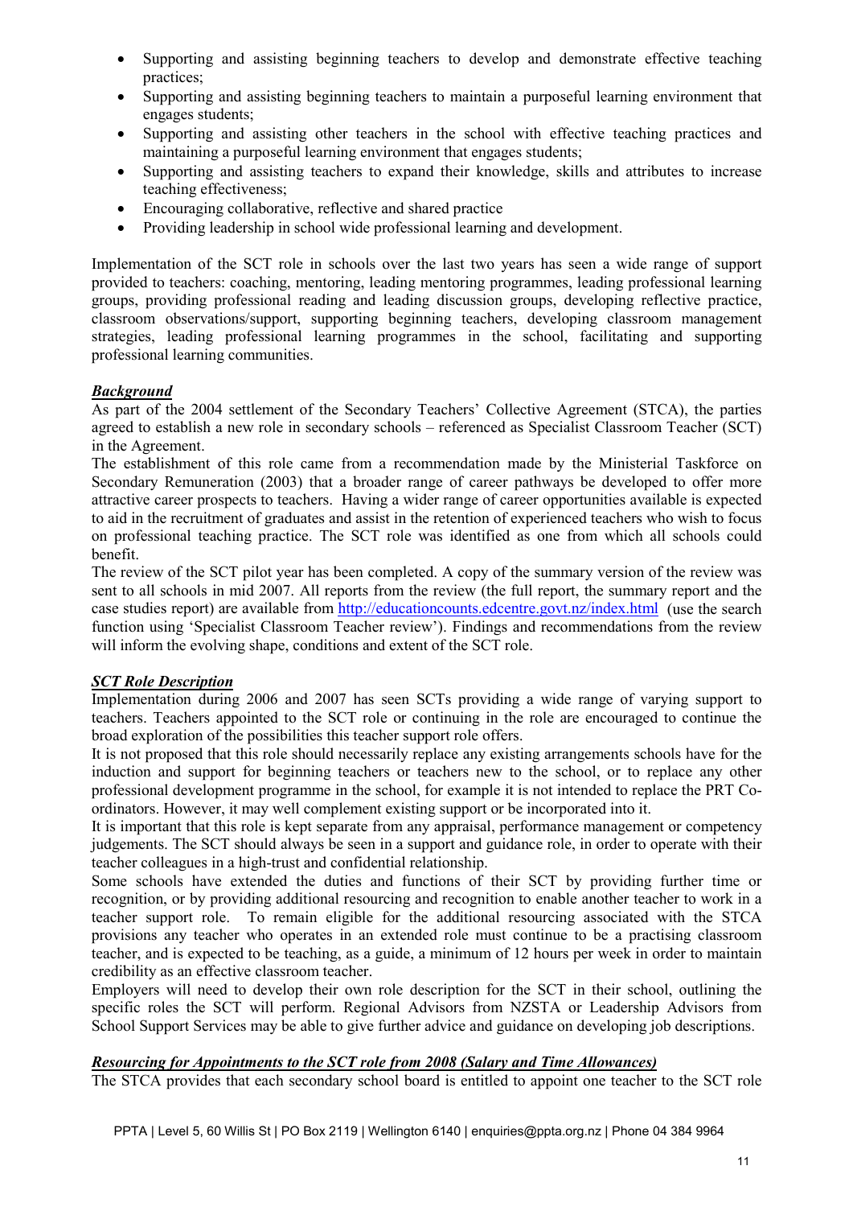- Supporting and assisting beginning teachers to develop and demonstrate effective teaching practices;
- Supporting and assisting beginning teachers to maintain a purposeful learning environment that engages students;
- Supporting and assisting other teachers in the school with effective teaching practices and maintaining a purposeful learning environment that engages students;
- Supporting and assisting teachers to expand their knowledge, skills and attributes to increase teaching effectiveness;
- Encouraging collaborative, reflective and shared practice
- Providing leadership in school wide professional learning and development.

Implementation of the SCT role in schools over the last two years has seen a wide range of support provided to teachers: coaching, mentoring, leading mentoring programmes, leading professional learning groups, providing professional reading and leading discussion groups, developing reflective practice, classroom observations/support, supporting beginning teachers, developing classroom management strategies, leading professional learning programmes in the school, facilitating and supporting professional learning communities.

***Background***

As part of the 2004 settlement of the Secondary Teachers' Collective Agreement (STCA), the parties agreed to establish a new role in secondary schools – referenced as Specialist Classroom Teacher (SCT) in the Agreement.

The establishment of this role came from a recommendation made by the Ministerial Taskforce on Secondary Remuneration (2003) that a broader range of career pathways be developed to offer more attractive career prospects to teachers. Having a wider range of career opportunities available is expected to aid in the recruitment of graduates and assist in the retention of experienced teachers who wish to focus on professional teaching practice. The SCT role was identified as one from which all schools could benefit.

The review of the SCT pilot year has been completed. A copy of the summary version of the review was sent to all schools in mid 2007. All reports from the review (the full report, the summary report and the case studies report) are available from http://educationcounts.edcentre.govt.nz/index.html (use the search function using 'Specialist Classroom Teacher review'). Findings and recommendations from the review will inform the evolving shape, conditions and extent of the SCT role.

***SCT Role Description***

Implementation during 2006 and 2007 has seen SCTs providing a wide range of varying support to teachers. Teachers appointed to the SCT role or continuing in the role are encouraged to continue the broad exploration of the possibilities this teacher support role offers.

It is not proposed that this role should necessarily replace any existing arrangements schools have for the induction and support for beginning teachers or teachers new to the school, or to replace any other professional development programme in the school, for example it is not intended to replace the PRT Co-ordinators. However, it may well complement existing support or be incorporated into it.

It is important that this role is kept separate from any appraisal, performance management or competency judgements. The SCT should always be seen in a support and guidance role, in order to operate with their teacher colleagues in a high-trust and confidential relationship.

Some schools have extended the duties and functions of their SCT by providing further time or recognition, or by providing additional resourcing and recognition to enable another teacher to work in a teacher support role. To remain eligible for the additional resourcing associated with the STCA provisions any teacher who operates in an extended role must continue to be a practising classroom teacher, and is expected to be teaching, as a guide, a minimum of 12 hours per week in order to maintain credibility as an effective classroom teacher.

Employers will need to develop their own role description for the SCT in their school, outlining the specific roles the SCT will perform. Regional Advisors from NZSTA or Leadership Advisors from School Support Services may be able to give further advice and guidance on developing job descriptions.

***Resourcing for Appointments to the SCT role from 2008 (Salary and Time Allowances)***

The STCA provides that each secondary school board is entitled to appoint one teacher to the SCT role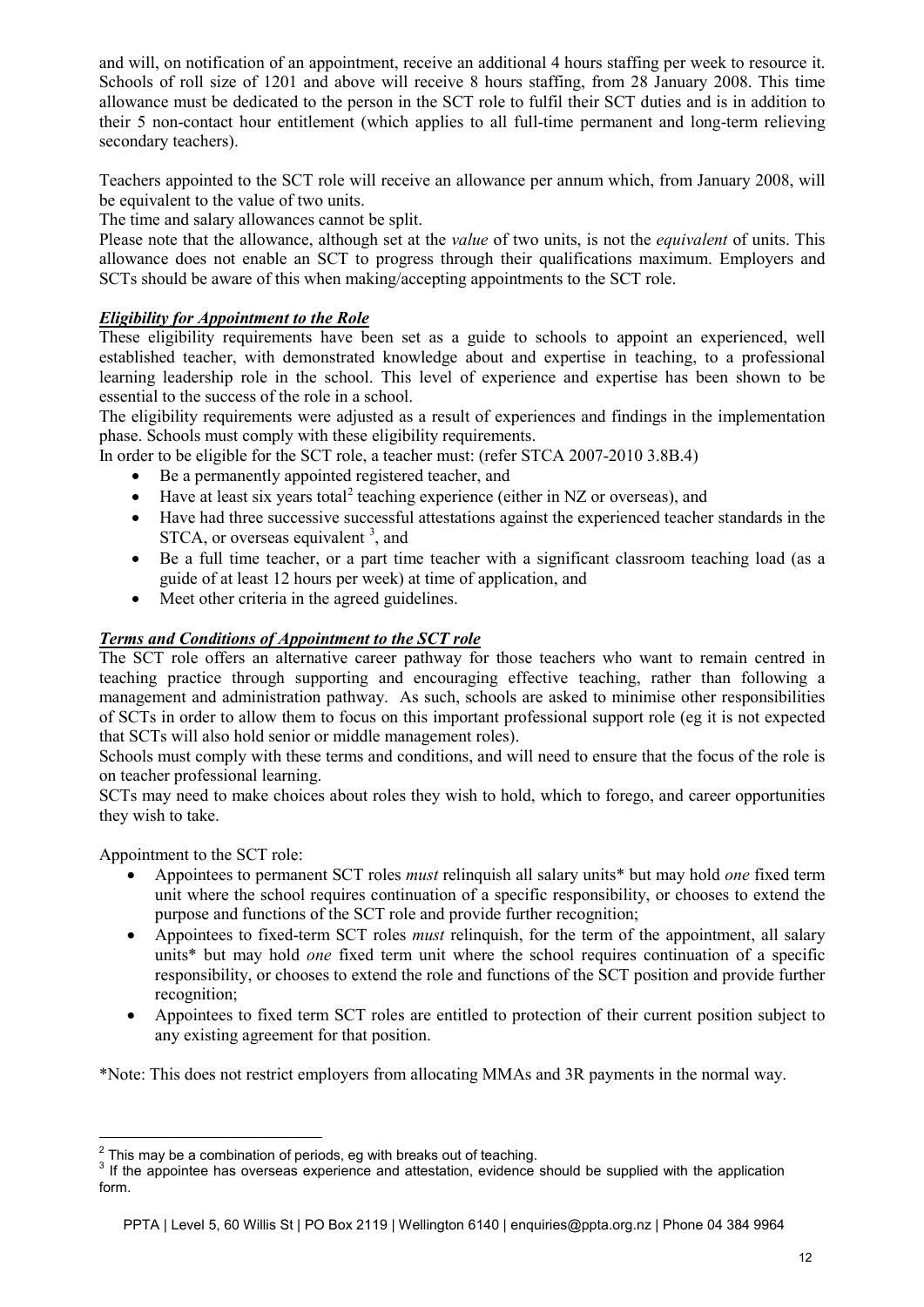and will, on notification of an appointment, receive an additional 4 hours staffing per week to resource it. Schools of roll size of 1201 and above will receive 8 hours staffing, from 28 January 2008. This time allowance must be dedicated to the person in the SCT role to fulfil their SCT duties and is in addition to their 5 non-contact hour entitlement (which applies to all full-time permanent and long-term relieving secondary teachers).

Teachers appointed to the SCT role will receive an allowance per annum which, from January 2008, will be equivalent to the value of two units.

The time and salary allowances cannot be split.

Please note that the allowance, although set at the *value* of two units, is not the *equivalent* of units. This allowance does not enable an SCT to progress through their qualifications maximum. Employers and SCTs should be aware of this when making/accepting appointments to the SCT role.

***Eligibility for Appointment to the Role***

These eligibility requirements have been set as a guide to schools to appoint an experienced, well established teacher, with demonstrated knowledge about and expertise in teaching, to a professional learning leadership role in the school. This level of experience and expertise has been shown to be essential to the success of the role in a school.

The eligibility requirements were adjusted as a result of experiences and findings in the implementation phase. Schools must comply with these eligibility requirements.

In order to be eligible for the SCT role, a teacher must: (refer STCA 2007-2010 3.8B.4)

- Be a permanently appointed registered teacher, and
- Have at least six years total[2] teaching experience (either in NZ or overseas), and
- Have had three successive successful attestations against the experienced teacher standards in the STCA, or overseas equivalent [3], and
- Be a full time teacher, or a part time teacher with a significant classroom teaching load (as a guide of at least 12 hours per week) at time of application, and
- Meet other criteria in the agreed guidelines.

***Terms and Conditions of Appointment to the SCT role***

The SCT role offers an alternative career pathway for those teachers who want to remain centred in teaching practice through supporting and encouraging effective teaching, rather than following a management and administration pathway. As such, schools are asked to minimise other responsibilities of SCTs in order to allow them to focus on this important professional support role (eg it is not expected that SCTs will also hold senior or middle management roles).

Schools must comply with these terms and conditions, and will need to ensure that the focus of the role is on teacher professional learning.

SCTs may need to make choices about roles they wish to hold, which to forego, and career opportunities they wish to take.

Appointment to the SCT role:

- Appointees to permanent SCT roles *must* relinquish all salary units* but may hold *one* fixed term unit where the school requires continuation of a specific responsibility, or chooses to extend the purpose and functions of the SCT role and provide further recognition;
- Appointees to fixed-term SCT roles *must* relinquish, for the term of the appointment, all salary units* but may hold *one* fixed term unit where the school requires continuation of a specific responsibility, or chooses to extend the role and functions of the SCT position and provide further recognition;
- Appointees to fixed term SCT roles are entitled to protection of their current position subject to any existing agreement for that position.

*Note: This does not restrict employers from allocating MMAs and 3R payments in the normal way.

---

[2] This may be a combination of periods, eg with breaks out of teaching.

[3] If the appointee has overseas experience and attestation, evidence should be supplied with the application form.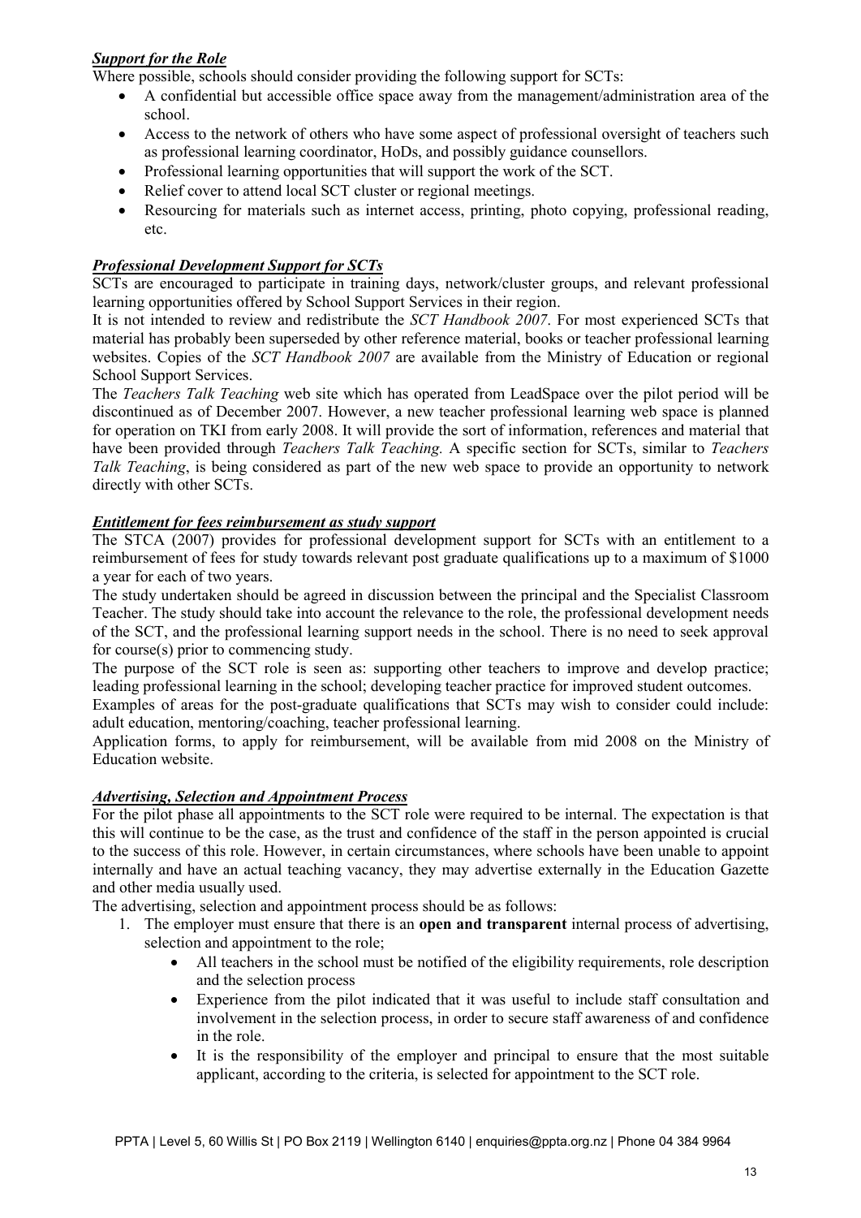### ***Support for the Role***

Where possible, schools should consider providing the following support for SCTs:

- A confidential but accessible office space away from the management/administration area of the school.
- Access to the network of others who have some aspect of professional oversight of teachers such as professional learning coordinator, HoDs, and possibly guidance counsellors.
- Professional learning opportunities that will support the work of the SCT.
- Relief cover to attend local SCT cluster or regional meetings.
- Resourcing for materials such as internet access, printing, photo copying, professional reading, etc.

### ***Professional Development Support for SCTs***

SCTs are encouraged to participate in training days, network/cluster groups, and relevant professional learning opportunities offered by School Support Services in their region.

It is not intended to review and redistribute the *SCT Handbook 2007*. For most experienced SCTs that material has probably been superseded by other reference material, books or teacher professional learning websites. Copies of the *SCT Handbook 2007* are available from the Ministry of Education or regional School Support Services.

The *Teachers Talk Teaching* web site which has operated from LeadSpace over the pilot period will be discontinued as of December 2007. However, a new teacher professional learning web space is planned for operation on TKI from early 2008. It will provide the sort of information, references and material that have been provided through *Teachers Talk Teaching.* A specific section for SCTs, similar to *Teachers Talk Teaching*, is being considered as part of the new web space to provide an opportunity to network directly with other SCTs.

### ***Entitlement for fees reimbursement as study support***

The STCA (2007) provides for professional development support for SCTs with an entitlement to a reimbursement of fees for study towards relevant post graduate qualifications up to a maximum of $1000 a year for each of two years.

The study undertaken should be agreed in discussion between the principal and the Specialist Classroom Teacher. The study should take into account the relevance to the role, the professional development needs of the SCT, and the professional learning support needs in the school. There is no need to seek approval for course(s) prior to commencing study.

The purpose of the SCT role is seen as: supporting other teachers to improve and develop practice; leading professional learning in the school; developing teacher practice for improved student outcomes.

Examples of areas for the post-graduate qualifications that SCTs may wish to consider could include: adult education, mentoring/coaching, teacher professional learning.

Application forms, to apply for reimbursement, will be available from mid 2008 on the Ministry of Education website.

### ***Advertising, Selection and Appointment Process***

For the pilot phase all appointments to the SCT role were required to be internal. The expectation is that this will continue to be the case, as the trust and confidence of the staff in the person appointed is crucial to the success of this role. However, in certain circumstances, where schools have been unable to appoint internally and have an actual teaching vacancy, they may advertise externally in the Education Gazette and other media usually used.

The advertising, selection and appointment process should be as follows:

1. The employer must ensure that there is an **open and transparent** internal process of advertising, selection and appointment to the role;
   - All teachers in the school must be notified of the eligibility requirements, role description and the selection process
   - Experience from the pilot indicated that it was useful to include staff consultation and involvement in the selection process, in order to secure staff awareness of and confidence in the role.
   - It is the responsibility of the employer and principal to ensure that the most suitable applicant, according to the criteria, is selected for appointment to the SCT role.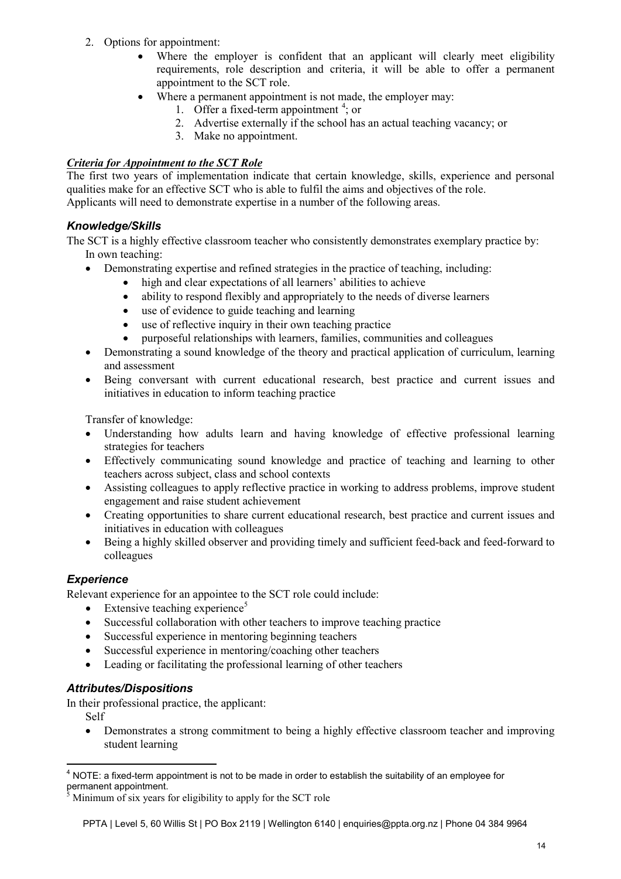2. Options for appointment:
   - Where the employer is confident that an applicant will clearly meet eligibility requirements, role description and criteria, it will be able to offer a permanent appointment to the SCT role.
   - Where a permanent appointment is not made, the employer may:
     1. Offer a fixed-term appointment [4]; or
     2. Advertise externally if the school has an actual teaching vacancy; or
     3. Make no appointment.

***Criteria for Appointment to the SCT Role***

The first two years of implementation indicate that certain knowledge, skills, experience and personal qualities make for an effective SCT who is able to fulfil the aims and objectives of the role.
Applicants will need to demonstrate expertise in a number of the following areas.

### *Knowledge/Skills*

The SCT is a highly effective classroom teacher who consistently demonstrates exemplary practice by:

In own teaching:

- Demonstrating expertise and refined strategies in the practice of teaching, including:
  - high and clear expectations of all learners' abilities to achieve
  - ability to respond flexibly and appropriately to the needs of diverse learners
  - use of evidence to guide teaching and learning
  - use of reflective inquiry in their own teaching practice
  - purposeful relationships with learners, families, communities and colleagues
- Demonstrating a sound knowledge of the theory and practical application of curriculum, learning and assessment
- Being conversant with current educational research, best practice and current issues and initiatives in education to inform teaching practice

Transfer of knowledge:

- Understanding how adults learn and having knowledge of effective professional learning strategies for teachers
- Effectively communicating sound knowledge and practice of teaching and learning to other teachers across subject, class and school contexts
- Assisting colleagues to apply reflective practice in working to address problems, improve student engagement and raise student achievement
- Creating opportunities to share current educational research, best practice and current issues and initiatives in education with colleagues
- Being a highly skilled observer and providing timely and sufficient feed-back and feed-forward to colleagues

### *Experience*

Relevant experience for an appointee to the SCT role could include:

- Extensive teaching experience[5]
- Successful collaboration with other teachers to improve teaching practice
- Successful experience in mentoring beginning teachers
- Successful experience in mentoring/coaching other teachers
- Leading or facilitating the professional learning of other teachers

### *Attributes/Dispositions*

In their professional practice, the applicant:

Self

- Demonstrates a strong commitment to being a highly effective classroom teacher and improving student learning

---

[4] NOTE: a fixed-term appointment is not to be made in order to establish the suitability of an employee for permanent appointment.

[5] Minimum of six years for eligibility to apply for the SCT role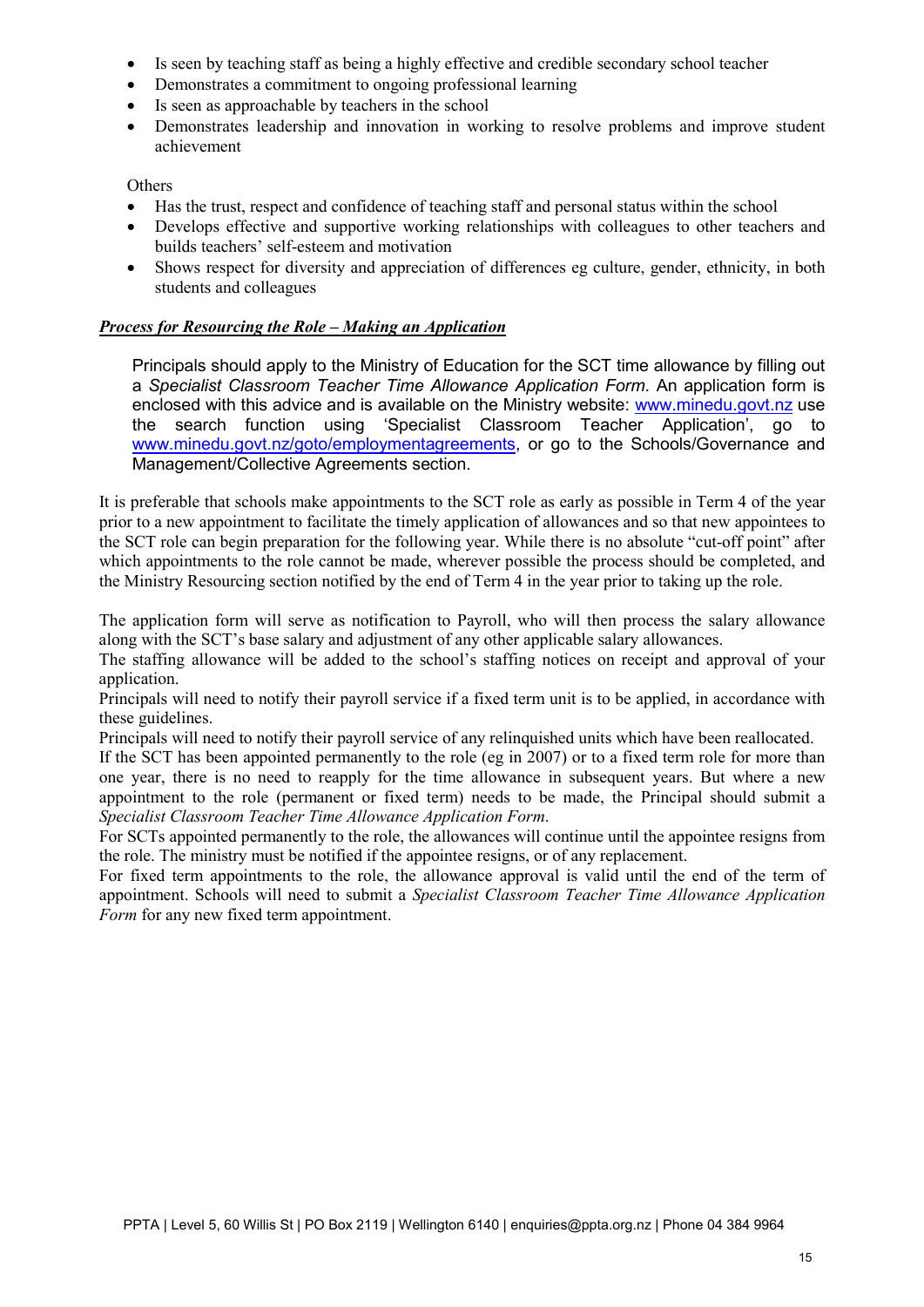- Is seen by teaching staff as being a highly effective and credible secondary school teacher
- Demonstrates a commitment to ongoing professional learning
- Is seen as approachable by teachers in the school
- Demonstrates leadership and innovation in working to resolve problems and improve student achievement

Others

- Has the trust, respect and confidence of teaching staff and personal status within the school
- Develops effective and supportive working relationships with colleagues to other teachers and builds teachers' self-esteem and motivation
- Shows respect for diversity and appreciation of differences eg culture, gender, ethnicity, in both students and colleagues

***Process for Resourcing the Role – Making an Application***

Principals should apply to the Ministry of Education for the SCT time allowance by filling out a *Specialist Classroom Teacher Time Allowance Application Form*. An application form is enclosed with this advice and is available on the Ministry website: www.minedu.govt.nz use the search function using 'Specialist Classroom Teacher Application', go to www.minedu.govt.nz/goto/employmentagreements, or go to the Schools/Governance and Management/Collective Agreements section.

It is preferable that schools make appointments to the SCT role as early as possible in Term 4 of the year prior to a new appointment to facilitate the timely application of allowances and so that new appointees to the SCT role can begin preparation for the following year. While there is no absolute "cut-off point" after which appointments to the role cannot be made, wherever possible the process should be completed, and the Ministry Resourcing section notified by the end of Term 4 in the year prior to taking up the role.

The application form will serve as notification to Payroll, who will then process the salary allowance along with the SCT's base salary and adjustment of any other applicable salary allowances.

The staffing allowance will be added to the school's staffing notices on receipt and approval of your application.

Principals will need to notify their payroll service if a fixed term unit is to be applied, in accordance with these guidelines.

Principals will need to notify their payroll service of any relinquished units which have been reallocated.

If the SCT has been appointed permanently to the role (eg in 2007) or to a fixed term role for more than one year, there is no need to reapply for the time allowance in subsequent years. But where a new appointment to the role (permanent or fixed term) needs to be made, the Principal should submit a *Specialist Classroom Teacher Time Allowance Application Form*.

For SCTs appointed permanently to the role, the allowances will continue until the appointee resigns from the role. The ministry must be notified if the appointee resigns, or of any replacement.

For fixed term appointments to the role, the allowance approval is valid until the end of the term of appointment. Schools will need to submit a *Specialist Classroom Teacher Time Allowance Application Form* for any new fixed term appointment.